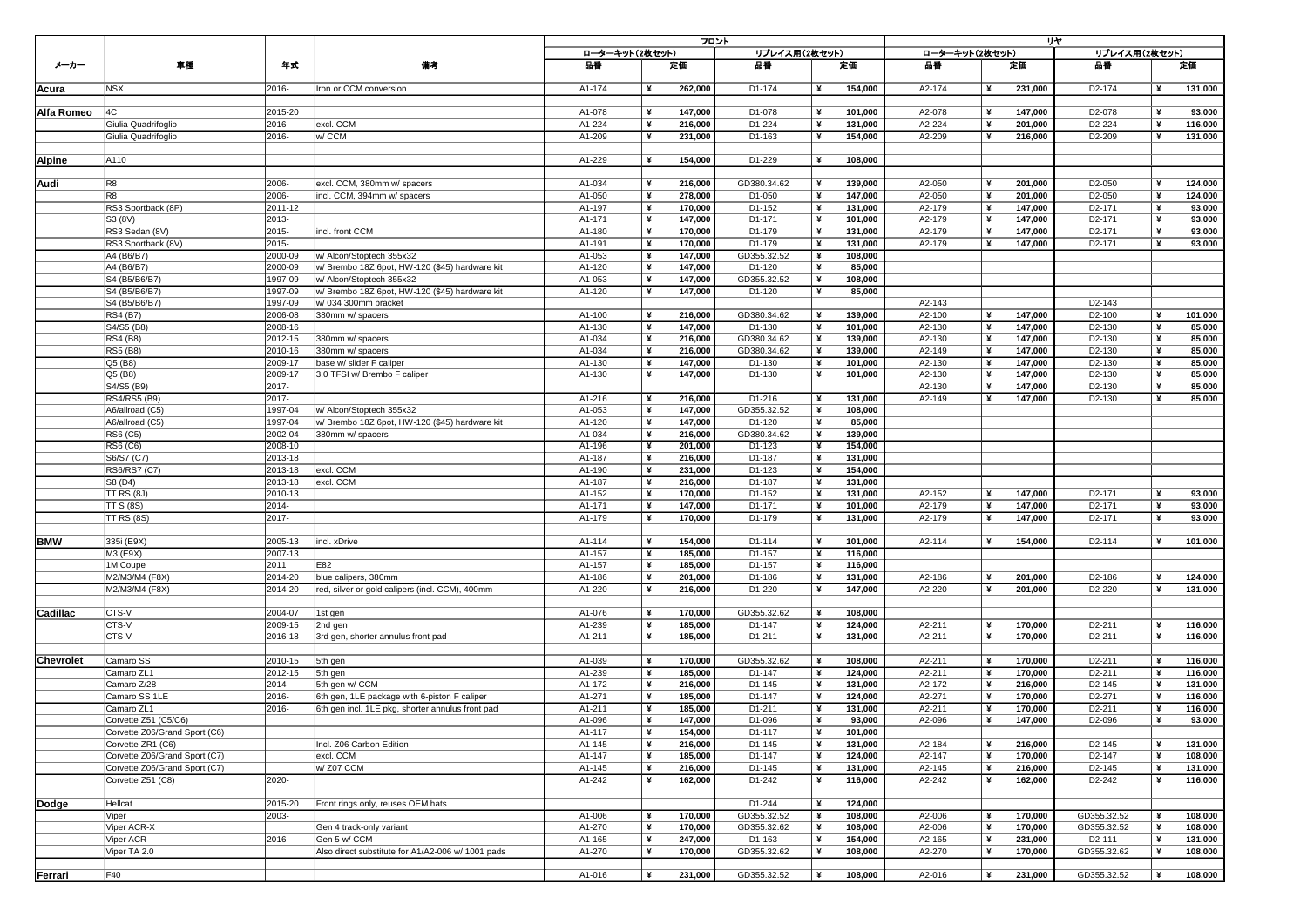| メーカー | 車種 | 年式 | 備考 | フロント | | | | | | | | リヤ | | | | | | | |
|---|---|---|---|---|---|---|---|---|---|---|---|---|---|---|---|---|---|---|---|
| | | | | ローターキット(2枚セット) | | | | リプレイス用(2枚セット) | | | | ローターキット(2枚セット) | | | | リプレイス用(2枚セット) | | | |
| | | | | 品番 | | 定価 | | 品番 | | 定価 | | 品番 | | 定価 | | 品番 | | 定価 | |
| **Acura** | NSX | 2016- | Iron or CCM conversion | A1-174 | ¥ | 262,000 | | D1-174 | ¥ | 154,000 | | A2-174 | ¥ | 231,000 | | D2-174 | ¥ | 131,000 | |
| **Alfa Romeo** | 4C | 2015-20 | | A1-078 | ¥ | 147,000 | | D1-078 | ¥ | 101,000 | | A2-078 | ¥ | 147,000 | | D2-078 | ¥ | 93,000 | |
| | Giulia Quadrifoglio | 2016- | excl. CCM | A1-224 | ¥ | 216,000 | | D1-224 | ¥ | 131,000 | | A2-224 | ¥ | 201,000 | | D2-224 | ¥ | 116,000 | |
| | Giulia Quadrifoglio | 2016- | w/ CCM | A1-209 | ¥ | 231,000 | | D1-163 | ¥ | 154,000 | | A2-209 | ¥ | 216,000 | | D2-209 | ¥ | 131,000 | |
| **Alpine** | A110 | | | A1-229 | ¥ | 154,000 | | D1-229 | ¥ | 108,000 | | | | | | | | | |
| **Audi** | R8 | 2006- | excl. CCM, 380mm w/ spacers | A1-034 | ¥ | 216,000 | | GD380.34.62 | ¥ | 139,000 | | A2-050 | ¥ | 201,000 | | D2-050 | ¥ | 124,000 | |
| | R8 | 2006- | incl. CCM, 394mm w/ spacers | A1-050 | ¥ | 278,000 | | D1-050 | ¥ | 147,000 | | A2-050 | ¥ | 201,000 | | D2-050 | ¥ | 124,000 | |
| | RS3 Sportback (8P) | 2011-12 | | A1-197 | ¥ | 170,000 | | D1-152 | ¥ | 131,000 | | A2-179 | ¥ | 147,000 | | D2-171 | ¥ | 93,000 | |
| | S3 (8V) | 2013- | | A1-171 | ¥ | 147,000 | | D1-171 | ¥ | 101,000 | | A2-179 | ¥ | 147,000 | | D2-171 | ¥ | 93,000 | |
| | RS3 Sedan (8V) | 2015- | incl. front CCM | A1-180 | ¥ | 170,000 | | D1-179 | ¥ | 131,000 | | A2-179 | ¥ | 147,000 | | D2-171 | ¥ | 93,000 | |
| | RS3 Sportback (8V) | 2015- | | A1-191 | ¥ | 170,000 | | D1-179 | ¥ | 131,000 | | A2-179 | ¥ | 147,000 | | D2-171 | ¥ | 93,000 | |
| | A4 (B6/B7) | 2000-09 | w/ Alcon/Stoptech 355x32 | A1-053 | ¥ | 147,000 | | GD355.32.52 | ¥ | 108,000 | | | | | | | | | |
| | A4 (B6/B7) | 2000-09 | w/ Brembo 18Z 6pot, HW-120 ($45) hardware kit | A1-120 | ¥ | 147,000 | | D1-120 | ¥ | 85,000 | | | | | | | | | |
| | S4 (B5/B6/B7) | 1997-09 | w/ Alcon/Stoptech 355x32 | A1-053 | ¥ | 147,000 | | GD355.32.52 | ¥ | 108,000 | | | | | | | | | |
| | S4 (B5/B6/B7) | 1997-09 | w/ Brembo 18Z 6pot, HW-120 ($45) hardware kit | A1-120 | ¥ | 147,000 | | D1-120 | ¥ | 85,000 | | | | | | | | | |
| | S4 (B5/B6/B7) | 1997-09 | w/ 034 300mm bracket | | | | | | | | | A2-143 | | | | D2-143 | | | |
| | RS4 (B7) | 2006-08 | 380mm w/ spacers | A1-100 | ¥ | 216,000 | | GD380.34.62 | ¥ | 139,000 | | A2-100 | ¥ | 147,000 | | D2-100 | ¥ | 101,000 | |
| | S4/S5 (B8) | 2008-16 | | A1-130 | ¥ | 147,000 | | D1-130 | ¥ | 101,000 | | A2-130 | ¥ | 147,000 | | D2-130 | ¥ | 85,000 | |
| | RS4 (B8) | 2012-15 | 380mm w/ spacers | A1-034 | ¥ | 216,000 | | GD380.34.62 | ¥ | 139,000 | | A2-130 | ¥ | 147,000 | | D2-130 | ¥ | 85,000 | |
| | RS5 (B8) | 2010-16 | 380mm w/ spacers | A1-034 | ¥ | 216,000 | | GD380.34.62 | ¥ | 139,000 | | A2-149 | ¥ | 147,000 | | D2-130 | ¥ | 85,000 | |
| | Q5 (B8) | 2009-17 | base w/ slider F caliper | A1-130 | ¥ | 147,000 | | D1-130 | ¥ | 101,000 | | A2-130 | ¥ | 147,000 | | D2-130 | ¥ | 85,000 | |
| | Q5 (B8) | 2009-17 | 3.0 TFSI w/ Brembo F caliper | A1-130 | ¥ | 147,000 | | D1-130 | ¥ | 101,000 | | A2-130 | ¥ | 147,000 | | D2-130 | ¥ | 85,000 | |
| | S4/S5 (B9) | 2017- | | | | | | | | | | A2-130 | ¥ | 147,000 | | D2-130 | ¥ | 85,000 | |
| | RS4/RS5 (B9) | 2017- | | A1-216 | ¥ | 216,000 | | D1-216 | ¥ | 131,000 | | A2-149 | ¥ | 147,000 | | D2-130 | ¥ | 85,000 | |
| | A6/allroad (C5) | 1997-04 | w/ Alcon/Stoptech 355x32 | A1-053 | ¥ | 147,000 | | GD355.32.52 | ¥ | 108,000 | | | | | | | | | |
| | A6/allroad (C5) | 1997-04 | w/ Brembo 18Z 6pot, HW-120 ($45) hardware kit | A1-120 | ¥ | 147,000 | | D1-120 | ¥ | 85,000 | | | | | | | | | |
| | RS6 (C5) | 2002-04 | 380mm w/ spacers | A1-034 | ¥ | 216,000 | | GD380.34.62 | ¥ | 139,000 | | | | | | | | | |
| | RS6 (C6) | 2008-10 | | A1-196 | ¥ | 201,000 | | D1-123 | ¥ | 154,000 | | | | | | | | | |
| | S6/S7 (C7) | 2013-18 | | A1-187 | ¥ | 216,000 | | D1-187 | ¥ | 131,000 | | | | | | | | | |
| | RS6/RS7 (C7) | 2013-18 | excl. CCM | A1-190 | ¥ | 231,000 | | D1-123 | ¥ | 154,000 | | | | | | | | | |
| | S8 (D4) | 2013-18 | excl. CCM | A1-187 | ¥ | 216,000 | | D1-187 | ¥ | 131,000 | | | | | | | | | |
| | TT RS (8J) | 2010-13 | | A1-152 | ¥ | 170,000 | | D1-152 | ¥ | 131,000 | | A2-152 | ¥ | 147,000 | | D2-171 | ¥ | 93,000 | |
| | TT S (8S) | 2014- | | A1-171 | ¥ | 147,000 | | D1-171 | ¥ | 101,000 | | A2-179 | ¥ | 147,000 | | D2-171 | ¥ | 93,000 | |
| | TT RS (8S) | 2017- | | A1-179 | ¥ | 170,000 | | D1-179 | ¥ | 131,000 | | A2-179 | ¥ | 147,000 | | D2-171 | ¥ | 93,000 | |
| **BMW** | 335i (E9X) | 2005-13 | incl. xDrive | A1-114 | ¥ | 154,000 | | D1-114 | ¥ | 101,000 | | A2-114 | ¥ | 154,000 | | D2-114 | ¥ | 101,000 | |
| | M3 (E9X) | 2007-13 | | A1-157 | ¥ | 185,000 | | D1-157 | ¥ | 116,000 | | | | | | | | | |
| | 1M Coupe | 2011 | E82 | A1-157 | ¥ | 185,000 | | D1-157 | ¥ | 116,000 | | | | | | | | | |
| | M2/M3/M4 (F8X) | 2014-20 | blue calipers, 380mm | A1-186 | ¥ | 201,000 | | D1-186 | ¥ | 131,000 | | A2-186 | ¥ | 201,000 | | D2-186 | ¥ | 124,000 | |
| | M2/M3/M4 (F8X) | 2014-20 | red, silver or gold calipers (incl. CCM), 400mm | A1-220 | ¥ | 216,000 | | D1-220 | ¥ | 147,000 | | A2-220 | ¥ | 201,000 | | D2-220 | ¥ | 131,000 | |
| **Cadillac** | CTS-V | 2004-07 | 1st gen | A1-076 | ¥ | 170,000 | | GD355.32.62 | ¥ | 108,000 | | | | | | | | | |
| | CTS-V | 2009-15 | 2nd gen | A1-239 | ¥ | 185,000 | | D1-147 | ¥ | 124,000 | | A2-211 | ¥ | 170,000 | | D2-211 | ¥ | 116,000 | |
| | CTS-V | 2016-18 | 3rd gen, shorter annulus front pad | A1-211 | ¥ | 185,000 | | D1-211 | ¥ | 131,000 | | A2-211 | ¥ | 170,000 | | D2-211 | ¥ | 116,000 | |
| **Chevrolet** | Camaro SS | 2010-15 | 5th gen | A1-039 | ¥ | 170,000 | | GD355.32.62 | ¥ | 108,000 | | A2-211 | ¥ | 170,000 | | D2-211 | ¥ | 116,000 | |
| | Camaro ZL1 | 2012-15 | 5th gen | A1-239 | ¥ | 185,000 | | D1-147 | ¥ | 124,000 | | A2-211 | ¥ | 170,000 | | D2-211 | ¥ | 116,000 | |
| | Camaro Z/28 | 2014 | 5th gen w/ CCM | A1-172 | ¥ | 216,000 | | D1-145 | ¥ | 131,000 | | A2-172 | ¥ | 216,000 | | D2-145 | ¥ | 131,000 | |
| | Camaro SS 1LE | 2016- | 6th gen, 1LE package with 6-piston F caliper | A1-271 | ¥ | 185,000 | | D1-147 | ¥ | 124,000 | | A2-271 | ¥ | 170,000 | | D2-271 | ¥ | 116,000 | |
| | Camaro ZL1 | 2016- | 6th gen incl. 1LE pkg, shorter annulus front pad | A1-211 | ¥ | 185,000 | | D1-211 | ¥ | 131,000 | | A2-211 | ¥ | 170,000 | | D2-211 | ¥ | 116,000 | |
| | Corvette Z51 (C5/C6) | | | A1-096 | ¥ | 147,000 | | D1-096 | ¥ | 93,000 | | A2-096 | ¥ | 147,000 | | D2-096 | ¥ | 93,000 | |
| | Corvette Z06/Grand Sport (C6) | | | A1-117 | ¥ | 154,000 | | D1-117 | ¥ | 101,000 | | | | | | | | | |
| | Corvette ZR1 (C6) | | Incl. Z06 Carbon Edition | A1-145 | ¥ | 216,000 | | D1-145 | ¥ | 131,000 | | A2-184 | ¥ | 216,000 | | D2-145 | ¥ | 131,000 | |
| | Corvette Z06/Grand Sport (C7) | | excl. CCM | A1-147 | ¥ | 185,000 | | D1-147 | ¥ | 124,000 | | A2-147 | ¥ | 170,000 | | D2-147 | ¥ | 108,000 | |
| | Corvette Z06/Grand Sport (C7) | | w/ Z07 CCM | A1-145 | ¥ | 216,000 | | D1-145 | ¥ | 131,000 | | A2-145 | ¥ | 216,000 | | D2-145 | ¥ | 131,000 | |
| | Corvette Z51 (C8) | 2020- | | A1-242 | ¥ | 162,000 | | D1-242 | ¥ | 116,000 | | A2-242 | ¥ | 162,000 | | D2-242 | ¥ | 116,000 | |
| **Dodge** | Hellcat | 2015-20 | Front rings only, reuses OEM hats | | | | | D1-244 | ¥ | 124,000 | | | | | | | | | |
| | Viper | 2003- | | A1-006 | ¥ | 170,000 | | GD355.32.52 | ¥ | 108,000 | | A2-006 | ¥ | 170,000 | | GD355.32.52 | ¥ | 108,000 | |
| | Viper ACR-X | | Gen 4 track-only variant | A1-270 | ¥ | 170,000 | | GD355.32.62 | ¥ | 108,000 | | A2-006 | ¥ | 170,000 | | GD355.32.52 | ¥ | 108,000 | |
| | Viper ACR | 2016- | Gen 5 w/ CCM | A1-165 | ¥ | 247,000 | | D1-163 | ¥ | 154,000 | | A2-165 | ¥ | 231,000 | | D2-111 | ¥ | 131,000 | |
| | Viper TA 2.0 | | Also direct substitute for A1/A2-006 w/ 1001 pads | A1-270 | ¥ | 170,000 | | GD355.32.62 | ¥ | 108,000 | | A2-270 | ¥ | 170,000 | | GD355.32.62 | ¥ | 108,000 | |
| **Ferrari** | F40 | | | A1-016 | ¥ | 231,000 | | GD355.32.52 | ¥ | 108,000 | | A2-016 | ¥ | 231,000 | | GD355.32.52 | ¥ | 108,000 | |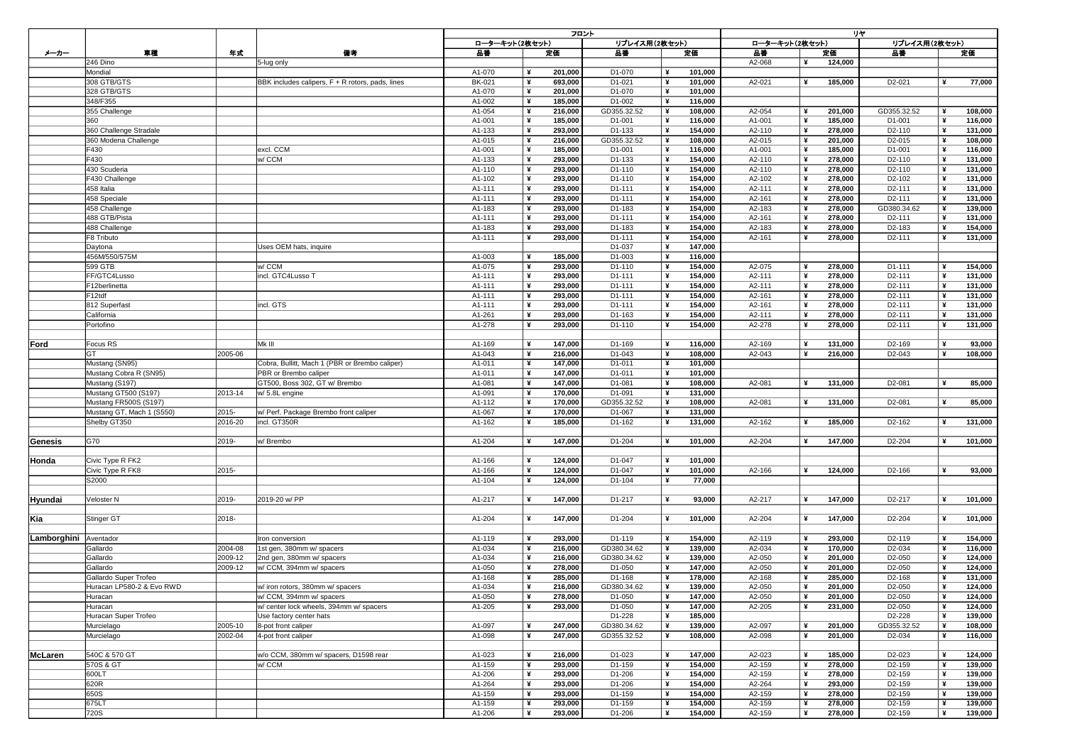| メーカー | 車種 | 年式 | 備考 | フロント | | | | | | | | リヤ | | | | | | | |
|---|---|---|---|---|---|---|---|---|---|---|---|---|---|---|---|---|---|---|---|
| | | | | ローターキット(2枚セット) | | | リプレイス用(2枚セット) | | | | | ローターキット(2枚セット) | | | リプレイス用(2枚セット) | | | | |
| | | | | 品番 | 定価 | | 品番 | 定価 | | | | 品番 | 定価 | | 品番 | 定価 | | | |
| | 246 Dino | | 5-lug only | | | | | | | | | A2-068 | ¥ | 124,000 | | | | | |
| | Mondial | | | A1-070 | ¥ | 201,000 | D1-070 | ¥ | 101,000 | | | | | | | | | | |
| | 308 GTB/GTS | | BBK includes calipers, F + R rotors, pads, lines | BK-021 | ¥ | 693,000 | D1-021 | ¥ | 101,000 | | | A2-021 | ¥ | 185,000 | D2-021 | ¥ | 77,000 | | |
| | 328 GTB/GTS | | | A1-070 | ¥ | 201,000 | D1-070 | ¥ | 101,000 | | | | | | | | | | |
| | 348/F355 | | | A1-002 | ¥ | 185,000 | D1-002 | ¥ | 116,000 | | | | | | | | | | |
| | 355 Challenge | | | A1-054 | ¥ | 216,000 | GD355.32.52 | ¥ | 108,000 | | | A2-054 | ¥ | 201,000 | GD355.32.52 | ¥ | 108,000 | | |
| | 360 | | | A1-001 | ¥ | 185,000 | D1-001 | ¥ | 116,000 | | | A1-001 | ¥ | 185,000 | D1-001 | ¥ | 116,000 | | |
| | 360 Challenge Stradale | | | A1-133 | ¥ | 293,000 | D1-133 | ¥ | 154,000 | | | A2-110 | ¥ | 278,000 | D2-110 | ¥ | 131,000 | | |
| | 360 Modena Challenge | | | A1-015 | ¥ | 216,000 | GD355.32.52 | ¥ | 108,000 | | | A2-015 | ¥ | 201,000 | D2-015 | ¥ | 108,000 | | |
| | F430 | | excl. CCM | A1-001 | ¥ | 185,000 | D1-001 | ¥ | 116,000 | | | A1-001 | ¥ | 185,000 | D1-001 | ¥ | 116,000 | | |
| | F430 | | w/ CCM | A1-133 | ¥ | 293,000 | D1-133 | ¥ | 154,000 | | | A2-110 | ¥ | 278,000 | D2-110 | ¥ | 131,000 | | |
| | 430 Scuderia | | | A1-110 | ¥ | 293,000 | D1-110 | ¥ | 154,000 | | | A2-110 | ¥ | 278,000 | D2-110 | ¥ | 131,000 | | |
| | F430 Challenge | | | A1-102 | ¥ | 293,000 | D1-110 | ¥ | 154,000 | | | A2-102 | ¥ | 278,000 | D2-102 | ¥ | 131,000 | | |
| | 458 Italia | | | A1-111 | ¥ | 293,000 | D1-111 | ¥ | 154,000 | | | A2-111 | ¥ | 278,000 | D2-111 | ¥ | 131,000 | | |
| | 458 Speciale | | | A1-111 | ¥ | 293,000 | D1-111 | ¥ | 154,000 | | | A2-161 | ¥ | 278,000 | D2-111 | ¥ | 131,000 | | |
| | 458 Challenge | | | A1-183 | ¥ | 293,000 | D1-183 | ¥ | 154,000 | | | A2-183 | ¥ | 278,000 | GD380.34.62 | ¥ | 139,000 | | |
| | 488 GTB/Pista | | | A1-111 | ¥ | 293,000 | D1-111 | ¥ | 154,000 | | | A2-161 | ¥ | 278,000 | D2-111 | ¥ | 131,000 | | |
| | 488 Challenge | | | A1-183 | ¥ | 293,000 | D1-183 | ¥ | 154,000 | | | A2-183 | ¥ | 278,000 | D2-183 | ¥ | 154,000 | | |
| | F8 Tributo | | | A1-111 | ¥ | 293,000 | D1-111 | ¥ | 154,000 | | | A2-161 | ¥ | 278,000 | D2-111 | ¥ | 131,000 | | |
| | Daytona | | Uses OEM hats, inquire | | | | D1-037 | ¥ | 147,000 | | | | | | | | | | |
| | 456M/550/575M | | | A1-003 | ¥ | 185,000 | D1-003 | ¥ | 116,000 | | | | | | | | | | |
| | 599 GTB | | w/ CCM | A1-075 | ¥ | 293,000 | D1-110 | ¥ | 154,000 | | | A2-075 | ¥ | 278,000 | D1-111 | ¥ | 154,000 | | |
| | FF/GTC4Lusso | | incl. GTC4Lusso T | A1-111 | ¥ | 293,000 | D1-111 | ¥ | 154,000 | | | A2-111 | ¥ | 278,000 | D2-111 | ¥ | 131,000 | | |
| | F12berlinetta | | | A1-111 | ¥ | 293,000 | D1-111 | ¥ | 154,000 | | | A2-111 | ¥ | 278,000 | D2-111 | ¥ | 131,000 | | |
| | F12tdf | | | A1-111 | ¥ | 293,000 | D1-111 | ¥ | 154,000 | | | A2-161 | ¥ | 278,000 | D2-111 | ¥ | 131,000 | | |
| | 812 Superfast | | incl. GTS | A1-111 | ¥ | 293,000 | D1-111 | ¥ | 154,000 | | | A2-161 | ¥ | 278,000 | D2-111 | ¥ | 131,000 | | |
| | California | | | A1-261 | ¥ | 293,000 | D1-163 | ¥ | 154,000 | | | A2-111 | ¥ | 278,000 | D2-111 | ¥ | 131,000 | | |
| | Portofino | | | A1-278 | ¥ | 293,000 | D1-110 | ¥ | 154,000 | | | A2-278 | ¥ | 278,000 | D2-111 | ¥ | 131,000 | | |
| **Ford** | Focus RS | | Mk III | A1-169 | ¥ | 147,000 | D1-169 | ¥ | 116,000 | | | A2-169 | ¥ | 131,000 | D2-169 | ¥ | 93,000 | | |
| | GT | 2005-06 | | A1-043 | ¥ | 216,000 | D1-043 | ¥ | 108,000 | | | A2-043 | ¥ | 216,000 | D2-043 | ¥ | 108,000 | | |
| | Mustang (SN95) | | Cobra, Bullitt, Mach 1 (PBR or Brembo caliper) | A1-011 | ¥ | 147,000 | D1-011 | ¥ | 101,000 | | | | | | | | | | |
| | Mustang Cobra R (SN95) | | PBR or Brembo caliper | A1-011 | ¥ | 147,000 | D1-011 | ¥ | 101,000 | | | | | | | | | | |
| | Mustang (S197) | | GT500, Boss 302, GT w/ Brembo | A1-081 | ¥ | 147,000 | D1-081 | ¥ | 108,000 | | | A2-081 | ¥ | 131,000 | D2-081 | ¥ | 85,000 | | |
| | Mustang GT500 (S197) | 2013-14 | w/ 5.8L engine | A1-091 | ¥ | 170,000 | D1-091 | ¥ | 131,000 | | | | | | | | | | |
| | Mustang FR500S (S197) | | | A1-112 | ¥ | 170,000 | GD355.32.52 | ¥ | 108,000 | | | A2-081 | ¥ | 131,000 | D2-081 | ¥ | 85,000 | | |
| | Mustang GT, Mach 1 (S550) | 2015- | w/ Perf. Package Brembo front caliper | A1-067 | ¥ | 170,000 | D1-067 | ¥ | 131,000 | | | | | | | | | | |
| | Shelby GT350 | 2016-20 | incl. GT350R | A1-162 | ¥ | 185,000 | D1-162 | ¥ | 131,000 | | | A2-162 | ¥ | 185,000 | D2-162 | ¥ | 131,000 | | |
| **Genesis** | G70 | 2019- | w/ Brembo | A1-204 | ¥ | 147,000 | D1-204 | ¥ | 101,000 | | | A2-204 | ¥ | 147,000 | D2-204 | ¥ | 101,000 | | |
| **Honda** | Civic Type R FK2 | | | A1-166 | ¥ | 124,000 | D1-047 | ¥ | 101,000 | | | | | | | | | | |
| | Civic Type R FK8 | 2015- | | A1-166 | ¥ | 124,000 | D1-047 | ¥ | 101,000 | | | A2-166 | ¥ | 124,000 | D2-166 | ¥ | 93,000 | | |
| | S2000 | | | A1-104 | ¥ | 124,000 | D1-104 | ¥ | 77,000 | | | | | | | | | | |
| **Hyundai** | Veloster N | 2019- | 2019-20 w/ PP | A1-217 | ¥ | 147,000 | D1-217 | ¥ | 93,000 | | | A2-217 | ¥ | 147,000 | D2-217 | ¥ | 101,000 | | |
| **Kia** | Stinger GT | 2018- | | A1-204 | ¥ | 147,000 | D1-204 | ¥ | 101,000 | | | A2-204 | ¥ | 147,000 | D2-204 | ¥ | 101,000 | | |
| **Lamborghini** | Aventador | | Iron conversion | A1-119 | ¥ | 293,000 | D1-119 | ¥ | 154,000 | | | A2-119 | ¥ | 293,000 | D2-119 | ¥ | 154,000 | | |
| | Gallardo | 2004-08 | 1st gen, 380mm w/ spacers | A1-034 | ¥ | 216,000 | GD380.34.62 | ¥ | 139,000 | | | A2-034 | ¥ | 170,000 | D2-034 | ¥ | 116,000 | | |
| | Gallardo | 2009-12 | 2nd gen, 380mm w/ spacers | A1-034 | ¥ | 216,000 | GD380.34.62 | ¥ | 139,000 | | | A2-050 | ¥ | 201,000 | D2-050 | ¥ | 124,000 | | |
| | Gallardo | 2009-12 | w/ CCM, 394mm w/ spacers | A1-050 | ¥ | 278,000 | D1-050 | ¥ | 147,000 | | | A2-050 | ¥ | 201,000 | D2-050 | ¥ | 124,000 | | |
| | Gallardo Super Trofeo | | | A1-168 | ¥ | 285,000 | D1-168 | ¥ | 178,000 | | | A2-168 | ¥ | 285,000 | D2-168 | ¥ | 131,000 | | |
| | Huracan LP580-2 & Evo RWD | | w/ iron rotors, 380mm w/ spacers | A1-034 | ¥ | 216,000 | GD380.34.62 | ¥ | 139,000 | | | A2-050 | ¥ | 201,000 | D2-050 | ¥ | 124,000 | | |
| | Huracan | | w/ CCM, 394mm w/ spacers | A1-050 | ¥ | 278,000 | D1-050 | ¥ | 147,000 | | | A2-050 | ¥ | 201,000 | D2-050 | ¥ | 124,000 | | |
| | Huracan | | w/ center lock wheels, 394mm w/ spacers | A1-205 | ¥ | 293,000 | D1-050 | ¥ | 147,000 | | | A2-205 | ¥ | 231,000 | D2-050 | ¥ | 124,000 | | |
| | Huracan Super Trofeo | | Use factory center hats | | | | D1-228 | ¥ | 185,000 | | | | | | D2-228 | ¥ | 139,000 | | |
| | Murcielago | 2005-10 | 8-pot front caliper | A1-097 | ¥ | 247,000 | GD380.34.62 | ¥ | 139,000 | | | A2-097 | ¥ | 201,000 | GD355.32.52 | ¥ | 108,000 | | |
| | Murcielago | 2002-04 | 4-pot front caliper | A1-098 | ¥ | 247,000 | GD355.32.52 | ¥ | 108,000 | | | A2-098 | ¥ | 201,000 | D2-034 | ¥ | 116,000 | | |
| **McLaren** | 540C & 570 GT | | w/o CCM, 380mm w/ spacers, D1598 rear | A1-023 | ¥ | 216,000 | D1-023 | ¥ | 147,000 | | | A2-023 | ¥ | 185,000 | D2-023 | ¥ | 124,000 | | |
| | 570S & GT | | w/ CCM | A1-159 | ¥ | 293,000 | D1-159 | ¥ | 154,000 | | | A2-159 | ¥ | 278,000 | D2-159 | ¥ | 139,000 | | |
| | 600LT | | | A1-206 | ¥ | 293,000 | D1-206 | ¥ | 154,000 | | | A2-159 | ¥ | 278,000 | D2-159 | ¥ | 139,000 | | |
| | 620R | | | A1-264 | ¥ | 293,000 | D1-206 | ¥ | 154,000 | | | A2-264 | ¥ | 293,000 | D2-159 | ¥ | 139,000 | | |
| | 650S | | | A1-159 | ¥ | 293,000 | D1-159 | ¥ | 154,000 | | | A2-159 | ¥ | 278,000 | D2-159 | ¥ | 139,000 | | |
| | 675LT | | | A1-159 | ¥ | 293,000 | D1-159 | ¥ | 154,000 | | | A2-159 | ¥ | 278,000 | D2-159 | ¥ | 139,000 | | |
| | 720S | | | A1-206 | ¥ | 293,000 | D1-206 | ¥ | 154,000 | | | A2-159 | ¥ | 278,000 | D2-159 | ¥ | 139,000 | | |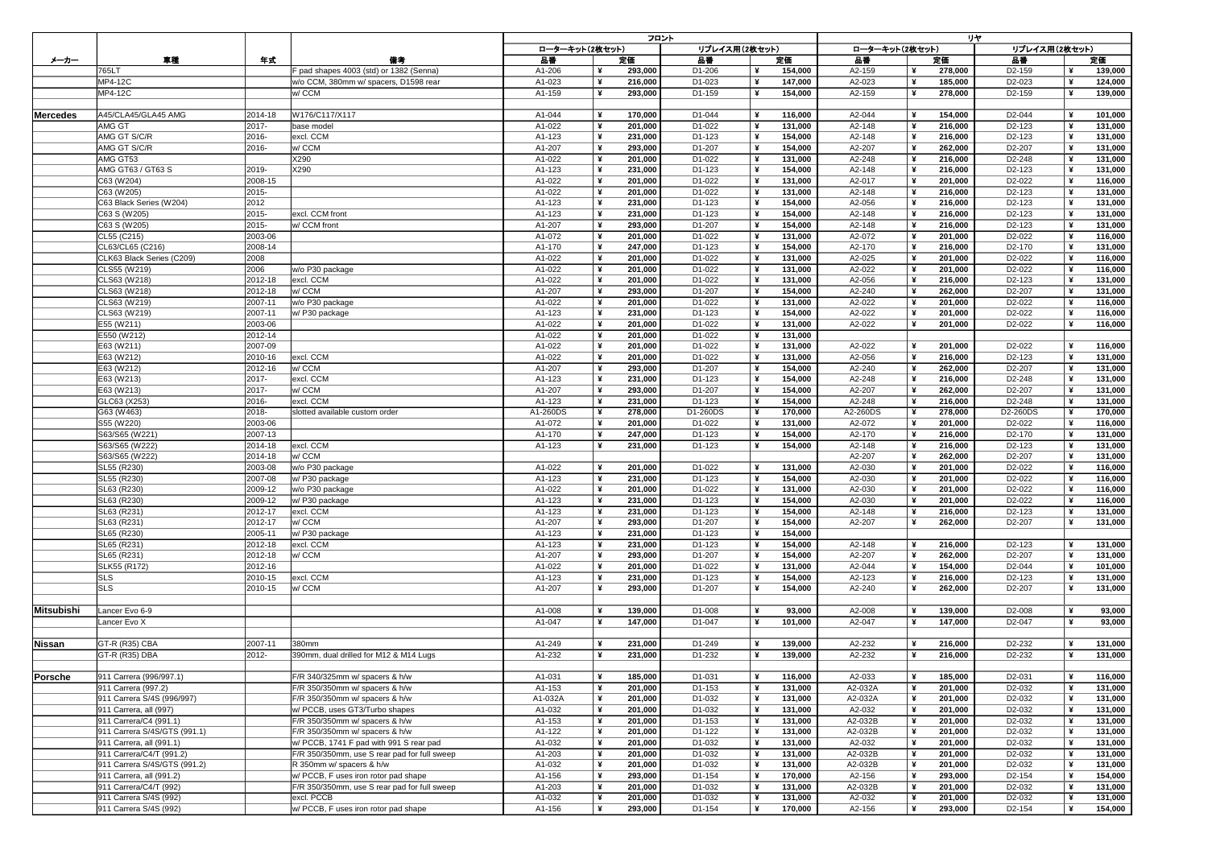| メーカー | 車種 | 年式 | 備考 | フロント | | | | リヤ | | | |
|---|---|---|---|---|---|---|---|---|---|---|---|
| | | | | ローターキット(2枚セット) | | リプレイス用(2枚セット) | | ローターキット(2枚セット) | | リプレイス用(2枚セット) | |
| | | | | 品番 | 定価 | 品番 | 定価 | 品番 | 定価 | 品番 | 定価 |
| | 765LT | | F pad shapes 4003 (std) or 1382 (Senna) | A1-206 | ¥ 293,000 | D1-206 | ¥ 154,000 | A2-159 | ¥ 278,000 | D2-159 | ¥ 139,000 |
| | MP4-12C | | w/o CCM, 380mm w/ spacers, D1598 rear | A1-023 | ¥ 216,000 | D1-023 | ¥ 147,000 | A2-023 | ¥ 185,000 | D2-023 | ¥ 124,000 |
| | MP4-12C | | w/ CCM | A1-159 | ¥ 293,000 | D1-159 | ¥ 154,000 | A2-159 | ¥ 278,000 | D2-159 | ¥ 139,000 |
| | | | | | | | | | | | |
| Mercedes | A45/CLA45/GLA45 AMG | 2014-18 | W176/C117/X117 | A1-044 | ¥ 170,000 | D1-044 | ¥ 116,000 | A2-044 | ¥ 154,000 | D2-044 | ¥ 101,000 |
| | AMG GT | 2017- | base model | A1-022 | ¥ 201,000 | D1-022 | ¥ 131,000 | A2-148 | ¥ 216,000 | D2-123 | ¥ 131,000 |
| | AMG GT S/C/R | 2016- | excl. CCM | A1-123 | ¥ 231,000 | D1-123 | ¥ 154,000 | A2-148 | ¥ 216,000 | D2-123 | ¥ 131,000 |
| | AMG GT S/C/R | 2016- | w/ CCM | A1-207 | ¥ 293,000 | D1-207 | ¥ 154,000 | A2-207 | ¥ 262,000 | D2-207 | ¥ 131,000 |
| | AMG GT53 | | X290 | A1-022 | ¥ 201,000 | D1-022 | ¥ 131,000 | A2-248 | ¥ 216,000 | D2-248 | ¥ 131,000 |
| | AMG GT63 / GT63 S | 2019- | X290 | A1-123 | ¥ 231,000 | D1-123 | ¥ 154,000 | A2-148 | ¥ 216,000 | D2-123 | ¥ 131,000 |
| | C63 (W204) | 2008-15 | | A1-022 | ¥ 201,000 | D1-022 | ¥ 131,000 | A2-017 | ¥ 201,000 | D2-022 | ¥ 116,000 |
| | C63 (W205) | 2015- | | A1-022 | ¥ 201,000 | D1-022 | ¥ 131,000 | A2-148 | ¥ 216,000 | D2-123 | ¥ 131,000 |
| | C63 Black Series (W204) | 2012 | | A1-123 | ¥ 231,000 | D1-123 | ¥ 154,000 | A2-056 | ¥ 216,000 | D2-123 | ¥ 131,000 |
| | C63 S (W205) | 2015- | excl. CCM front | A1-123 | ¥ 231,000 | D1-123 | ¥ 154,000 | A2-148 | ¥ 216,000 | D2-123 | ¥ 131,000 |
| | C63 S (W205) | 2015- | w/ CCM front | A1-207 | ¥ 293,000 | D1-207 | ¥ 154,000 | A2-148 | ¥ 216,000 | D2-123 | ¥ 131,000 |
| | CL55 (C215) | 2003-06 | | A1-072 | ¥ 201,000 | D1-022 | ¥ 131,000 | A2-072 | ¥ 201,000 | D2-022 | ¥ 116,000 |
| | CL63/CL65 (C216) | 2008-14 | | A1-170 | ¥ 247,000 | D1-123 | ¥ 154,000 | A2-170 | ¥ 216,000 | D2-170 | ¥ 131,000 |
| | CLK63 Black Series (C209) | 2008 | | A1-022 | ¥ 201,000 | D1-022 | ¥ 131,000 | A2-025 | ¥ 201,000 | D2-022 | ¥ 116,000 |
| | CLS55 (W219) | 2006 | w/o P30 package | A1-022 | ¥ 201,000 | D1-022 | ¥ 131,000 | A2-022 | ¥ 201,000 | D2-022 | ¥ 116,000 |
| | CLS63 (W218) | 2012-18 | excl. CCM | A1-022 | ¥ 201,000 | D1-022 | ¥ 131,000 | A2-056 | ¥ 216,000 | D2-123 | ¥ 131,000 |
| | CLS63 (W218) | 2012-18 | w/ CCM | A1-207 | ¥ 293,000 | D1-207 | ¥ 154,000 | A2-240 | ¥ 262,000 | D2-207 | ¥ 131,000 |
| | CLS63 (W219) | 2007-11 | w/o P30 package | A1-022 | ¥ 201,000 | D1-022 | ¥ 131,000 | A2-022 | ¥ 201,000 | D2-022 | ¥ 116,000 |
| | CLS63 (W219) | 2007-11 | w/ P30 package | A1-123 | ¥ 231,000 | D1-123 | ¥ 154,000 | A2-022 | ¥ 201,000 | D2-022 | ¥ 116,000 |
| | E55 (W211) | 2003-06 | | A1-022 | ¥ 201,000 | D1-022 | ¥ 131,000 | A2-022 | ¥ 201,000 | D2-022 | ¥ 116,000 |
| | E550 (W212) | 2012-14 | | A1-022 | ¥ 201,000 | D1-022 | ¥ 131,000 | | | | |
| | E63 (W211) | 2007-09 | | A1-022 | ¥ 201,000 | D1-022 | ¥ 131,000 | A2-022 | ¥ 201,000 | D2-022 | ¥ 116,000 |
| | E63 (W212) | 2010-16 | excl. CCM | A1-022 | ¥ 201,000 | D1-022 | ¥ 131,000 | A2-056 | ¥ 216,000 | D2-123 | ¥ 131,000 |
| | E63 (W212) | 2012-16 | w/ CCM | A1-207 | ¥ 293,000 | D1-207 | ¥ 154,000 | A2-240 | ¥ 262,000 | D2-207 | ¥ 131,000 |
| | E63 (W213) | 2017- | excl. CCM | A1-123 | ¥ 231,000 | D1-123 | ¥ 154,000 | A2-248 | ¥ 216,000 | D2-248 | ¥ 131,000 |
| | E63 (W213) | 2017- | w/ CCM | A1-207 | ¥ 293,000 | D1-207 | ¥ 154,000 | A2-207 | ¥ 262,000 | D2-207 | ¥ 131,000 |
| | GLC63 (X253) | 2016- | excl. CCM | A1-123 | ¥ 231,000 | D1-123 | ¥ 154,000 | A2-248 | ¥ 216,000 | D2-248 | ¥ 131,000 |
| | G63 (W463) | 2018- | slotted available custom order | A1-260DS | ¥ 278,000 | D1-260DS | ¥ 170,000 | A2-260DS | ¥ 278,000 | D2-260DS | ¥ 170,000 |
| | S55 (W220) | 2003-06 | | A1-072 | ¥ 201,000 | D1-022 | ¥ 131,000 | A2-072 | ¥ 201,000 | D2-022 | ¥ 116,000 |
| | S63/S65 (W221) | 2007-13 | | A1-170 | ¥ 247,000 | D1-123 | ¥ 154,000 | A2-170 | ¥ 216,000 | D2-170 | ¥ 131,000 |
| | S63/S65 (W222) | 2014-18 | excl. CCM | A1-123 | ¥ 231,000 | D1-123 | ¥ 154,000 | A2-148 | ¥ 216,000 | D2-123 | ¥ 131,000 |
| | S63/S65 (W222) | 2014-18 | w/ CCM | | | | | A2-207 | ¥ 262,000 | D2-207 | ¥ 131,000 |
| | SL55 (R230) | 2003-08 | w/o P30 package | A1-022 | ¥ 201,000 | D1-022 | ¥ 131,000 | A2-030 | ¥ 201,000 | D2-022 | ¥ 116,000 |
| | SL55 (R230) | 2007-08 | w/ P30 package | A1-123 | ¥ 231,000 | D1-123 | ¥ 154,000 | A2-030 | ¥ 201,000 | D2-022 | ¥ 116,000 |
| | SL63 (R230) | 2009-12 | w/o P30 package | A1-022 | ¥ 201,000 | D1-022 | ¥ 131,000 | A2-030 | ¥ 201,000 | D2-022 | ¥ 116,000 |
| | SL63 (R230) | 2009-12 | w/ P30 package | A1-123 | ¥ 231,000 | D1-123 | ¥ 154,000 | A2-030 | ¥ 201,000 | D2-022 | ¥ 116,000 |
| | SL63 (R231) | 2012-17 | excl. CCM | A1-123 | ¥ 231,000 | D1-123 | ¥ 154,000 | A2-148 | ¥ 216,000 | D2-123 | ¥ 131,000 |
| | SL63 (R231) | 2012-17 | w/ CCM | A1-207 | ¥ 293,000 | D1-207 | ¥ 154,000 | A2-207 | ¥ 262,000 | D2-207 | ¥ 131,000 |
| | SL65 (R230) | 2005-11 | w/ P30 package | A1-123 | ¥ 231,000 | D1-123 | ¥ 154,000 | | | | |
| | SL65 (R231) | 2012-18 | excl. CCM | A1-123 | ¥ 231,000 | D1-123 | ¥ 154,000 | A2-148 | ¥ 216,000 | D2-123 | ¥ 131,000 |
| | SL65 (R231) | 2012-18 | w/ CCM | A1-207 | ¥ 293,000 | D1-207 | ¥ 154,000 | A2-207 | ¥ 262,000 | D2-207 | ¥ 131,000 |
| | SLK55 (R172) | 2012-16 | | A1-022 | ¥ 201,000 | D1-022 | ¥ 131,000 | A2-044 | ¥ 154,000 | D2-044 | ¥ 101,000 |
| | SLS | 2010-15 | excl. CCM | A1-123 | ¥ 231,000 | D1-123 | ¥ 154,000 | A2-123 | ¥ 216,000 | D2-123 | ¥ 131,000 |
| | SLS | 2010-15 | w/ CCM | A1-207 | ¥ 293,000 | D1-207 | ¥ 154,000 | A2-240 | ¥ 262,000 | D2-207 | ¥ 131,000 |
| | | | | | | | | | | | |
| Mitsubishi | Lancer Evo 6-9 | | | A1-008 | ¥ 139,000 | D1-008 | ¥ 93,000 | A2-008 | ¥ 139,000 | D2-008 | ¥ 93,000 |
| | Lancer Evo X | | | A1-047 | ¥ 147,000 | D1-047 | ¥ 101,000 | A2-047 | ¥ 147,000 | D2-047 | ¥ 93,000 |
| | | | | | | | | | | | |
| Nissan | GT-R (R35) CBA | 2007-11 | 380mm | A1-249 | ¥ 231,000 | D1-249 | ¥ 139,000 | A2-232 | ¥ 216,000 | D2-232 | ¥ 131,000 |
| | GT-R (R35) DBA | 2012- | 390mm, dual drilled for M12 & M14 Lugs | A1-232 | ¥ 231,000 | D1-232 | ¥ 139,000 | A2-232 | ¥ 216,000 | D2-232 | ¥ 131,000 |
| | | | | | | | | | | | |
| Porsche | 911 Carrera (996/997.1) | | F/R 340/325mm w/ spacers & h/w | A1-031 | ¥ 185,000 | D1-031 | ¥ 116,000 | A2-033 | ¥ 185,000 | D2-031 | ¥ 116,000 |
| | 911 Carrera (997.2) | | F/R 350/350mm w/ spacers & h/w | A1-153 | ¥ 201,000 | D1-153 | ¥ 131,000 | A2-032A | ¥ 201,000 | D2-032 | ¥ 131,000 |
| | 911 Carrera S/4S (996/997) | | F/R 350/350mm w/ spacers & h/w | A1-032A | ¥ 201,000 | D1-032 | ¥ 131,000 | A2-032A | ¥ 201,000 | D2-032 | ¥ 131,000 |
| | 911 Carrera, all (997) | | w/ PCCB, uses GT3/Turbo shapes | A1-032 | ¥ 201,000 | D1-032 | ¥ 131,000 | A2-032 | ¥ 201,000 | D2-032 | ¥ 131,000 |
| | 911 Carrera/C4 (991.1) | | F/R 350/350mm w/ spacers & h/w | A1-153 | ¥ 201,000 | D1-153 | ¥ 131,000 | A2-032B | ¥ 201,000 | D2-032 | ¥ 131,000 |
| | 911 Carrera S/4S/GTS (991.1) | | F/R 350/350mm w/ spacers & h/w | A1-122 | ¥ 201,000 | D1-122 | ¥ 131,000 | A2-032B | ¥ 201,000 | D2-032 | ¥ 131,000 |
| | 911 Carrera, all (991.1) | | w/ PCCB, 1741 F pad with 991 S rear pad | A1-032 | ¥ 201,000 | D1-032 | ¥ 131,000 | A2-032 | ¥ 201,000 | D2-032 | ¥ 131,000 |
| | 911 Carrera/C4/T (991.2) | | F/R 350/350mm, use S rear pad for full sweep | A1-203 | ¥ 201,000 | D1-032 | ¥ 131,000 | A2-032B | ¥ 201,000 | D2-032 | ¥ 131,000 |
| | 911 Carrera S/4S/GTS (991.2) | | R 350mm w/ spacers & h/w | A1-032 | ¥ 201,000 | D1-032 | ¥ 131,000 | A2-032B | ¥ 201,000 | D2-032 | ¥ 131,000 |
| | 911 Carrera, all (991.2) | | w/ PCCB, F uses iron rotor pad shape | A1-156 | ¥ 293,000 | D1-154 | ¥ 170,000 | A2-156 | ¥ 293,000 | D2-154 | ¥ 154,000 |
| | 911 Carrera/C4/T (992) | | F/R 350/350mm, use S rear pad for full sweep | A1-203 | ¥ 201,000 | D1-032 | ¥ 131,000 | A2-032B | ¥ 201,000 | D2-032 | ¥ 131,000 |
| | 911 Carrera S/4S (992) | | excl. PCCB | A1-032 | ¥ 201,000 | D1-032 | ¥ 131,000 | A2-032 | ¥ 201,000 | D2-032 | ¥ 131,000 |
| | 911 Carrera S/4S (992) | | w/ PCCB, F uses iron rotor pad shape | A1-156 | ¥ 293,000 | D1-154 | ¥ 170,000 | A2-156 | ¥ 293,000 | D2-154 | ¥ 154,000 |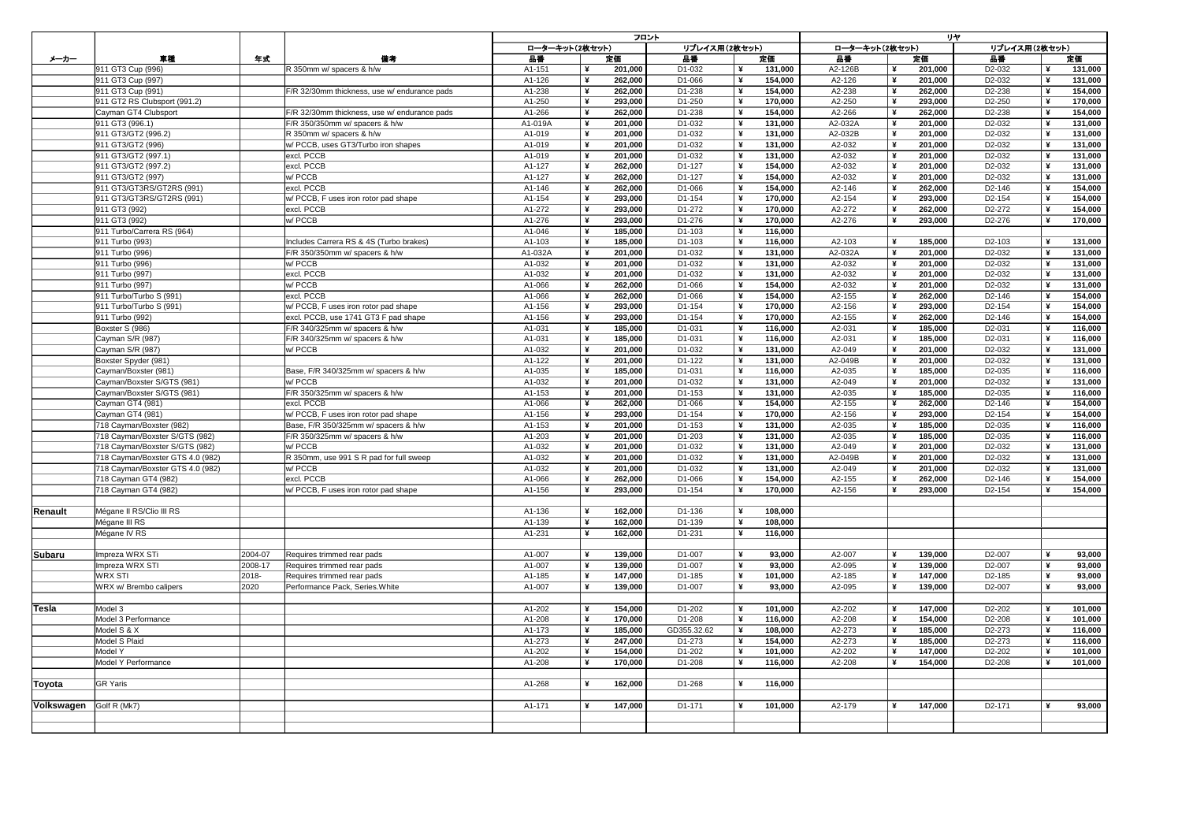| | | | | フロント | | | | リヤ | | | |
|---|---|---|---|---|---|---|---|---|---|---|---|
| | | | | ローターキット(2枚セット) | | リプレイス用(2枚セット) | | ローターキット(2枚セット) | | リプレイス用(2枚セット) | |
| メーカー | 車種 | 年式 | 備考 | 品番 | 定価 | 品番 | 定価 | 品番 | 定価 | 品番 | 定価 |
| | 911 GT3 Cup (996) | | R 350mm w/ spacers & h/w | A1-151 | ¥ 201,000 | D1-032 | ¥ 131,000 | A2-126B | ¥ 201,000 | D2-032 | ¥ 131,000 |
| | 911 GT3 Cup (997) | | | A1-126 | ¥ 262,000 | D1-066 | ¥ 154,000 | A2-126 | ¥ 201,000 | D2-032 | ¥ 131,000 |
| | 911 GT3 Cup (991) | | F/R 32/30mm thickness, use w/ endurance pads | A1-238 | ¥ 262,000 | D1-238 | ¥ 154,000 | A2-238 | ¥ 262,000 | D2-238 | ¥ 154,000 |
| | 911 GT2 RS Clubsport (991.2) | | | A1-250 | ¥ 293,000 | D1-250 | ¥ 170,000 | A2-250 | ¥ 293,000 | D2-250 | ¥ 170,000 |
| | Cayman GT4 Clubsport | | F/R 32/30mm thickness, use w/ endurance pads | A1-266 | ¥ 262,000 | D1-238 | ¥ 154,000 | A2-266 | ¥ 262,000 | D2-238 | ¥ 154,000 |
| | 911 GT3 (996.1) | | F/R 350/350mm w/ spacers & h/w | A1-019A | ¥ 201,000 | D1-032 | ¥ 131,000 | A2-032A | ¥ 201,000 | D2-032 | ¥ 131,000 |
| | 911 GT3/GT2 (996.2) | | R 350mm w/ spacers & h/w | A1-019 | ¥ 201,000 | D1-032 | ¥ 131,000 | A2-032B | ¥ 201,000 | D2-032 | ¥ 131,000 |
| | 911 GT3/GT2 (996) | | w/ PCCB, uses GT3/Turbo iron shapes | A1-019 | ¥ 201,000 | D1-032 | ¥ 131,000 | A2-032 | ¥ 201,000 | D2-032 | ¥ 131,000 |
| | 911 GT3/GT2 (997.1) | | excl. PCCB | A1-019 | ¥ 201,000 | D1-032 | ¥ 131,000 | A2-032 | ¥ 201,000 | D2-032 | ¥ 131,000 |
| | 911 GT3/GT2 (997.2) | | excl. PCCB | A1-127 | ¥ 262,000 | D1-127 | ¥ 154,000 | A2-032 | ¥ 201,000 | D2-032 | ¥ 131,000 |
| | 911 GT3/GT2 (997) | | w/ PCCB | A1-127 | ¥ 262,000 | D1-127 | ¥ 154,000 | A2-032 | ¥ 201,000 | D2-032 | ¥ 131,000 |
| | 911 GT3/GT3RS/GT2RS (991) | | excl. PCCB | A1-146 | ¥ 262,000 | D1-066 | ¥ 154,000 | A2-146 | ¥ 262,000 | D2-146 | ¥ 154,000 |
| | 911 GT3/GT3RS/GT2RS (991) | | w/ PCCB, F uses iron rotor pad shape | A1-154 | ¥ 293,000 | D1-154 | ¥ 170,000 | A2-154 | ¥ 293,000 | D2-154 | ¥ 154,000 |
| | 911 GT3 (992) | | excl. PCCB | A1-272 | ¥ 293,000 | D1-272 | ¥ 170,000 | A2-272 | ¥ 262,000 | D2-272 | ¥ 154,000 |
| | 911 GT3 (992) | | w/ PCCB | A1-276 | ¥ 293,000 | D1-276 | ¥ 170,000 | A2-276 | ¥ 293,000 | D2-276 | ¥ 170,000 |
| | 911 Turbo/Carrera RS (964) | | | A1-046 | ¥ 185,000 | D1-103 | ¥ 116,000 | | | | |
| | 911 Turbo (993) | | Includes Carrera RS & 4S (Turbo brakes) | A1-103 | ¥ 185,000 | D1-103 | ¥ 116,000 | A2-103 | ¥ 185,000 | D2-103 | ¥ 131,000 |
| | 911 Turbo (996) | | F/R 350/350mm w/ spacers & h/w | A1-032A | ¥ 201,000 | D1-032 | ¥ 131,000 | A2-032A | ¥ 201,000 | D2-032 | ¥ 131,000 |
| | 911 Turbo (996) | | w/ PCCB | A1-032 | ¥ 201,000 | D1-032 | ¥ 131,000 | A2-032 | ¥ 201,000 | D2-032 | ¥ 131,000 |
| | 911 Turbo (997) | | excl. PCCB | A1-032 | ¥ 201,000 | D1-032 | ¥ 131,000 | A2-032 | ¥ 201,000 | D2-032 | ¥ 131,000 |
| | 911 Turbo (997) | | w/ PCCB | A1-066 | ¥ 262,000 | D1-066 | ¥ 154,000 | A2-032 | ¥ 201,000 | D2-032 | ¥ 131,000 |
| | 911 Turbo/Turbo S (991) | | excl. PCCB | A1-066 | ¥ 262,000 | D1-066 | ¥ 154,000 | A2-155 | ¥ 262,000 | D2-146 | ¥ 154,000 |
| | 911 Turbo/Turbo S (991) | | w/ PCCB, F uses iron rotor pad shape | A1-156 | ¥ 293,000 | D1-154 | ¥ 170,000 | A2-156 | ¥ 293,000 | D2-154 | ¥ 154,000 |
| | 911 Turbo (992) | | excl. PCCB, use 1741 GT3 F pad shape | A1-156 | ¥ 293,000 | D1-154 | ¥ 170,000 | A2-155 | ¥ 262,000 | D2-146 | ¥ 154,000 |
| | Boxster S (986) | | F/R 340/325mm w/ spacers & h/w | A1-031 | ¥ 185,000 | D1-031 | ¥ 116,000 | A2-031 | ¥ 185,000 | D2-031 | ¥ 116,000 |
| | Cayman S/R (987) | | F/R 340/325mm w/ spacers & h/w | A1-031 | ¥ 185,000 | D1-031 | ¥ 116,000 | A2-031 | ¥ 185,000 | D2-031 | ¥ 116,000 |
| | Cayman S/R (987) | | w/ PCCB | A1-032 | ¥ 201,000 | D1-032 | ¥ 131,000 | A2-049 | ¥ 201,000 | D2-032 | ¥ 131,000 |
| | Boxster Spyder (981) | | | A1-122 | ¥ 201,000 | D1-122 | ¥ 131,000 | A2-049B | ¥ 201,000 | D2-032 | ¥ 131,000 |
| | Cayman/Boxster (981) | | Base, F/R 340/325mm w/ spacers & h/w | A1-035 | ¥ 185,000 | D1-031 | ¥ 116,000 | A2-035 | ¥ 185,000 | D2-035 | ¥ 116,000 |
| | Cayman/Boxster S/GTS (981) | | w/ PCCB | A1-032 | ¥ 201,000 | D1-032 | ¥ 131,000 | A2-049 | ¥ 201,000 | D2-032 | ¥ 131,000 |
| | Cayman/Boxster S/GTS (981) | | F/R 350/325mm w/ spacers & h/w | A1-153 | ¥ 201,000 | D1-153 | ¥ 131,000 | A2-035 | ¥ 185,000 | D2-035 | ¥ 116,000 |
| | Cayman GT4 (981) | | excl. PCCB | A1-066 | ¥ 262,000 | D1-066 | ¥ 154,000 | A2-155 | ¥ 262,000 | D2-146 | ¥ 154,000 |
| | Cayman GT4 (981) | | w/ PCCB, F uses iron rotor pad shape | A1-156 | ¥ 293,000 | D1-154 | ¥ 170,000 | A2-156 | ¥ 293,000 | D2-154 | ¥ 154,000 |
| | 718 Cayman/Boxster (982) | | Base, F/R 350/325mm w/ spacers & h/w | A1-153 | ¥ 201,000 | D1-153 | ¥ 131,000 | A2-035 | ¥ 185,000 | D2-035 | ¥ 116,000 |
| | 718 Cayman/Boxster S/GTS (982) | | F/R 350/325mm w/ spacers & h/w | A1-203 | ¥ 201,000 | D1-203 | ¥ 131,000 | A2-035 | ¥ 185,000 | D2-035 | ¥ 116,000 |
| | 718 Cayman/Boxster S/GTS (982) | | w/ PCCB | A1-032 | ¥ 201,000 | D1-032 | ¥ 131,000 | A2-049 | ¥ 201,000 | D2-032 | ¥ 131,000 |
| | 718 Cayman/Boxster GTS 4.0 (982) | | R 350mm, use 991 S R pad for full sweep | A1-032 | ¥ 201,000 | D1-032 | ¥ 131,000 | A2-049B | ¥ 201,000 | D2-032 | ¥ 131,000 |
| | 718 Cayman/Boxster GTS 4.0 (982) | | w/ PCCB | A1-032 | ¥ 201,000 | D1-032 | ¥ 131,000 | A2-049 | ¥ 201,000 | D2-032 | ¥ 131,000 |
| | 718 Cayman GT4 (982) | | excl. PCCB | A1-066 | ¥ 262,000 | D1-066 | ¥ 154,000 | A2-155 | ¥ 262,000 | D2-146 | ¥ 154,000 |
| | 718 Cayman GT4 (982) | | w/ PCCB, F uses iron rotor pad shape | A1-156 | ¥ 293,000 | D1-154 | ¥ 170,000 | A2-156 | ¥ 293,000 | D2-154 | ¥ 154,000 |
| **Renault** | Mégane II RS/Clio III RS | | | A1-136 | ¥ 162,000 | D1-136 | ¥ 108,000 | | | | |
| | Mégane III RS | | | A1-139 | ¥ 162,000 | D1-139 | ¥ 108,000 | | | | |
| | Mégane IV RS | | | A1-231 | ¥ 162,000 | D1-231 | ¥ 116,000 | | | | |
| **Subaru** | Impreza WRX STi | 2004-07 | Requires trimmed rear pads | A1-007 | ¥ 139,000 | D1-007 | ¥ 93,000 | A2-007 | ¥ 139,000 | D2-007 | ¥ 93,000 |
| | Impreza WRX STI | 2008-17 | Requires trimmed rear pads | A1-007 | ¥ 139,000 | D1-007 | ¥ 93,000 | A2-095 | ¥ 139,000 | D2-007 | ¥ 93,000 |
| | WRX STI | 2018- | Requires trimmed rear pads | A1-185 | ¥ 147,000 | D1-185 | ¥ 101,000 | A2-185 | ¥ 147,000 | D2-185 | ¥ 93,000 |
| | WRX w/ Brembo calipers | 2020 | Performance Pack, Series.White | A1-007 | ¥ 139,000 | D1-007 | ¥ 93,000 | A2-095 | ¥ 139,000 | D2-007 | ¥ 93,000 |
| **Tesla** | Model 3 | | | A1-202 | ¥ 154,000 | D1-202 | ¥ 101,000 | A2-202 | ¥ 147,000 | D2-202 | ¥ 101,000 |
| | Model 3 Performance | | | A1-208 | ¥ 170,000 | D1-208 | ¥ 116,000 | A2-208 | ¥ 154,000 | D2-208 | ¥ 101,000 |
| | Model S & X | | | A1-173 | ¥ 185,000 | GD355.32.62 | ¥ 108,000 | A2-273 | ¥ 185,000 | D2-273 | ¥ 116,000 |
| | Model S Plaid | | | A1-273 | ¥ 247,000 | D1-273 | ¥ 154,000 | A2-273 | ¥ 185,000 | D2-273 | ¥ 116,000 |
| | Model Y | | | A1-202 | ¥ 154,000 | D1-202 | ¥ 101,000 | A2-202 | ¥ 147,000 | D2-202 | ¥ 101,000 |
| | Model Y Performance | | | A1-208 | ¥ 170,000 | D1-208 | ¥ 116,000 | A2-208 | ¥ 154,000 | D2-208 | ¥ 101,000 |
| **Toyota** | GR Yaris | | | A1-268 | ¥ 162,000 | D1-268 | ¥ 116,000 | | | | |
| **Volkswagen** | Golf R (Mk7) | | | A1-171 | ¥ 147,000 | D1-171 | ¥ 101,000 | A2-179 | ¥ 147,000 | D2-171 | ¥ 93,000 |